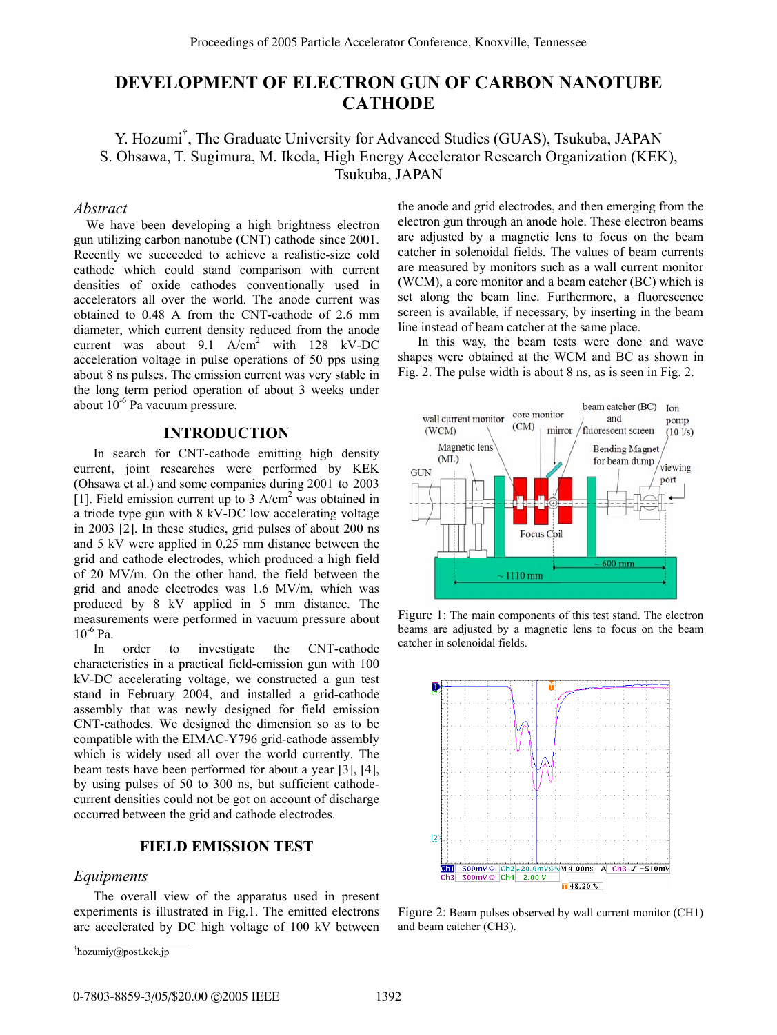# DEVELOPMENT OF ELECTRON GUN OF CARBON NANOTUBE CATHODE

Y. Hozumi[†], The Graduate University for Advanced Studies (GUAS), Tsukuba, JAPAN
S. Ohsawa, T. Sugimura, M. Ikeda, High Energy Accelerator Research Organization (KEK), Tsukuba, JAPAN

## *Abstract*

We have been developing a high brightness electron gun utilizing carbon nanotube (CNT) cathode since 2001. Recently we succeeded to achieve a realistic-size cold cathode which could stand comparison with current densities of oxide cathodes conventionally used in accelerators all over the world. The anode current was obtained to 0.48 A from the CNT-cathode of 2.6 mm diameter, which current density reduced from the anode current was about 9.1 A/cm$^2$ with 128 kV-DC acceleration voltage in pulse operations of 50 pps using about 8 ns pulses. The emission current was very stable in the long term period operation of about 3 weeks under about $10^{-6}$ Pa vacuum pressure.

## INTRODUCTION

In search for CNT-cathode emitting high density current, joint researches were performed by KEK (Ohsawa et al.) and some companies during 2001 to 2003 [1]. Field emission current up to 3 A/cm$^2$ was obtained in a triode type gun with 8 kV-DC low accelerating voltage in 2003 [2]. In these studies, grid pulses of about 200 ns and 5 kV were applied in 0.25 mm distance between the grid and cathode electrodes, which produced a high field of 20 MV/m. On the other hand, the field between the grid and anode electrodes was 1.6 MV/m, which was produced by 8 kV applied in 5 mm distance. The measurements were performed in vacuum pressure about $10^{-6}$ Pa.

In order to investigate the CNT-cathode characteristics in a practical field-emission gun with 100 kV-DC accelerating voltage, we constructed a gun test stand in February 2004, and installed a grid-cathode assembly that was newly designed for field emission CNT-cathodes. We designed the dimension so as to be compatible with the EIMAC-Y796 grid-cathode assembly which is widely used all over the world currently. The beam tests have been performed for about a year [3], [4], by using pulses of 50 to 300 ns, but sufficient cathode-current densities could not be got on account of discharge occurred between the grid and cathode electrodes.

## FIELD EMISSION TEST

### *Equipments*

The overall view of the apparatus used in present experiments is illustrated in Fig.1. The emitted electrons are accelerated by DC high voltage of 100 kV between the anode and grid electrodes, and then emerging from the electron gun through an anode hole. These electron beams are adjusted by a magnetic lens to focus on the beam catcher in solenoidal fields. The values of beam currents are measured by monitors such as a wall current monitor (WCM), a core monitor and a beam catcher (BC) which is set along the beam line. Furthermore, a fluorescence screen is available, if necessary, by inserting in the beam line instead of beam catcher at the same place.

In this way, the beam tests were done and wave shapes were obtained at the WCM and BC as shown in Fig. 2. The pulse width is about 8 ns, as is seen in Fig. 2.

Figure 1: The main components of this test stand. The electron beams are adjusted by a magnetic lens to focus on the beam catcher in solenoidal fields.

Figure 2: Beam pulses observed by wall current monitor (CH1) and beam catcher (CH3).

[†]hozumiy@post.kek.jp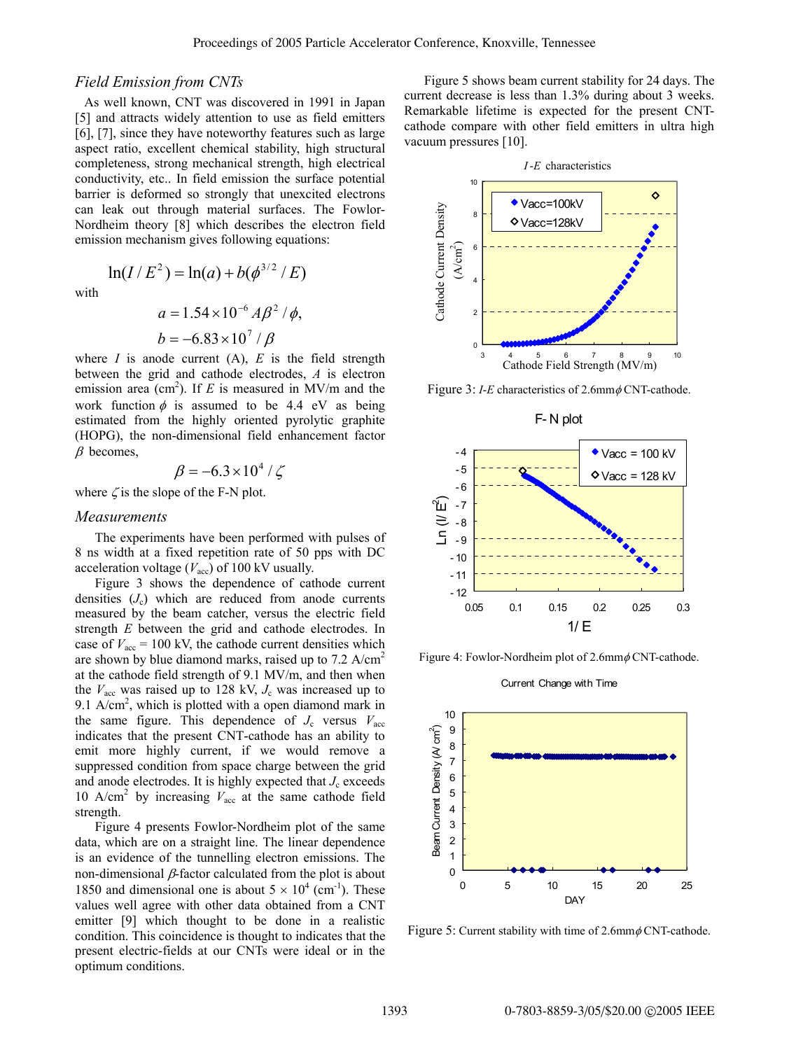## *Field Emission from CNTs*

As well known, CNT was discovered in 1991 in Japan [5] and attracts widely attention to use as field emitters [6], [7], since they have noteworthy features such as large aspect ratio, excellent chemical stability, high structural completeness, strong mechanical strength, high electrical conductivity, etc.. In field emission the surface potential barrier is deformed so strongly that unexcited electrons can leak out through material surfaces. The Fowlor-Nordheim theory [8] which describes the electron field emission mechanism gives following equations:

$$\ln(I/E^2) = \ln(a) + b(\phi^{3/2}/E)$$

with

$$a = 1.54 \times 10^{-6} A\beta^2/\phi,$$

$$b = -6.83 \times 10^7/\beta$$

where $I$ is anode current (A), $E$ is the field strength between the grid and cathode electrodes, $A$ is electron emission area (cm$^2$). If $E$ is measured in MV/m and the work function $\phi$ is assumed to be 4.4 eV as being estimated from the highly oriented pyrolytic graphite (HOPG), the non-dimensional field enhancement factor $\beta$ becomes,

$$\beta = -6.3 \times 10^4/\zeta$$

where $\zeta$ is the slope of the F-N plot.

## *Measurements*

The experiments have been performed with pulses of 8 ns width at a fixed repetition rate of 50 pps with DC acceleration voltage ($V_{acc}$) of 100 kV usually.

Figure 3 shows the dependence of cathode current densities ($J_c$) which are reduced from anode currents measured by the beam catcher, versus the electric field strength $E$ between the grid and cathode electrodes. In case of $V_{acc}$ = 100 kV, the cathode current densities which are shown by blue diamond marks, raised up to 7.2 A/cm$^2$ at the cathode field strength of 9.1 MV/m, and then when the $V_{acc}$ was raised up to 128 kV, $J_c$ was increased up to 9.1 A/cm$^2$, which is plotted with a open diamond mark in the same figure. This dependence of $J_c$ versus $V_{acc}$ indicates that the present CNT-cathode has an ability to emit more highly current, if we would remove a suppressed condition from space charge between the grid and anode electrodes. It is highly expected that $J_c$ exceeds 10 A/cm$^2$ by increasing $V_{acc}$ at the same cathode field strength.

Figure 4 presents Fowlor-Nordheim plot of the same data, which are on a straight line. The linear dependence is an evidence of the tunnelling electron emissions. The non-dimensional $\beta$-factor calculated from the plot is about 1850 and dimensional one is about 5 × 10$^4$ (cm$^{-1}$). These values well agree with other data obtained from a CNT emitter [9] which thought to be done in a realistic condition. This coincidence is thought to indicates that the present electric-fields at our CNTs were ideal or in the optimum conditions.

Figure 5 shows beam current stability for 24 days. The current decrease is less than 1.3% during about 3 weeks. Remarkable lifetime is expected for the present CNT-cathode compare with other field emitters in ultra high vacuum pressures [10].

Figure 3: *I-E* characteristics of 2.6mm$\phi$ CNT-cathode.

Figure 4: Fowlor-Nordheim plot of 2.6mm$\phi$ CNT-cathode.

Figure 5: Current stability with time of 2.6mm$\phi$ CNT-cathode.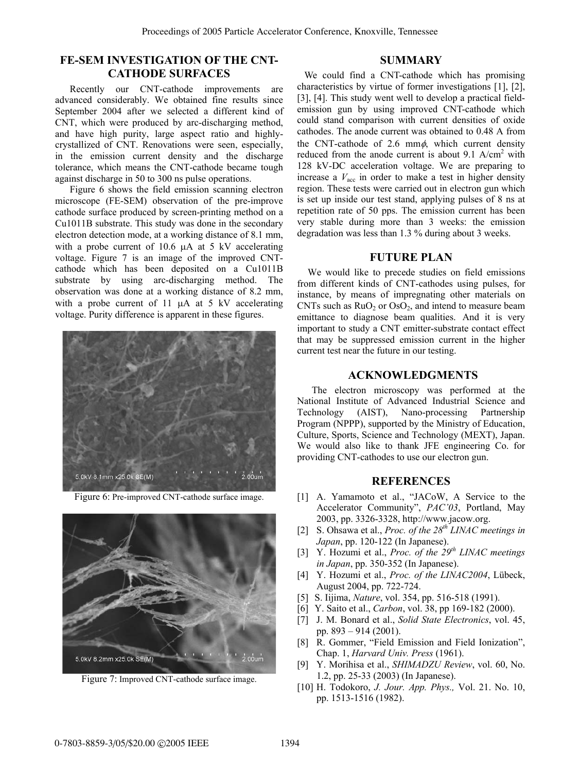## FE-SEM INVESTIGATION OF THE CNT-CATHODE SURFACES

Recently our CNT-cathode improvements are advanced considerably. We obtained fine results since September 2004 after we selected a different kind of CNT, which were produced by arc-discharging method, and have high purity, large aspect ratio and highly-crystallized of CNT. Renovations were seen, especially, in the emission current density and the discharge tolerance, which means the CNT-cathode became tough against discharge in 50 to 300 ns pulse operations.

Figure 6 shows the field emission scanning electron microscope (FE-SEM) observation of the pre-improve cathode surface produced by screen-printing method on a Cu1011B substrate. This study was done in the secondary electron detection mode, at a working distance of 8.1 mm, with a probe current of 10.6 μA at 5 kV accelerating voltage. Figure 7 is an image of the improved CNT-cathode which has been deposited on a Cu1011B substrate by using arc-discharging method. The observation was done at a working distance of 8.2 mm, with a probe current of 11 μA at 5 kV accelerating voltage. Purity difference is apparent in these figures.

5.0kV 8.1mm x25.0k SE(M) 2.00um

Figure 6: Pre-improved CNT-cathode surface image.

5.0kV 8.2mm x25.0k SE(M) 2.00um

Figure 7: Improved CNT-cathode surface image.

## SUMMARY

We could find a CNT-cathode which has promising characteristics by virtue of former investigations [1], [2], [3], [4]. This study went well to develop a practical field-emission gun by using improved CNT-cathode which could stand comparison with current densities of oxide cathodes. The anode current was obtained to 0.48 A from the CNT-cathode of 2.6 mm$\phi$, which current density reduced from the anode current is about 9.1 A/cm$^2$ with 128 kV-DC acceleration voltage. We are preparing to increase a $V_{acc}$ in order to make a test in higher density region. These tests were carried out in electron gun which is set up inside our test stand, applying pulses of 8 ns at repetition rate of 50 pps. The emission current has been very stable during more than 3 weeks: the emission degradation was less than 1.3 % during about 3 weeks.

## FUTURE PLAN

We would like to precede studies on field emissions from different kinds of CNT-cathodes using pulses, for instance, by means of impregnating other materials on CNTs such as $RuO_2$ or $OsO_2$, and intend to measure beam emittance to diagnose beam qualities. And it is very important to study a CNT emitter-substrate contact effect that may be suppressed emission current in the higher current test near the future in our testing.

## ACKNOWLEDGMENTS

The electron microscopy was performed at the National Institute of Advanced Industrial Science and Technology (AIST), Nano-processing Partnership Program (NPPP), supported by the Ministry of Education, Culture, Sports, Science and Technology (MEXT), Japan. We would also like to thank JFE engineering Co. for providing CNT-cathodes to use our electron gun.

## REFERENCES

[1] A. Yamamoto et al., "JACoW, A Service to the Accelerator Community", *PAC'03*, Portland, May 2003, pp. 3326-3328, http://www.jacow.org.

[2] S. Ohsawa et al., *Proc. of the 28th LINAC meetings in Japan*, pp. 120-122 (In Japanese).

[3] Y. Hozumi et al., *Proc. of the 29th LINAC meetings in Japan*, pp. 350-352 (In Japanese).

[4] Y. Hozumi et al., *Proc. of the LINAC2004*, Lübeck, August 2004, pp. 722-724.

[5] S. Iijima, *Nature*, vol. 354, pp. 516-518 (1991).

[6] Y. Saito et al., *Carbon*, vol. 38, pp 169-182 (2000).

[7] J. M. Bonard et al., *Solid State Electronics*, vol. 45, pp. 893 – 914 (2001).

[8] R. Gommer, "Field Emission and Field Ionization", Chap. 1, *Harvard Univ. Press* (1961).

[9] Y. Morihisa et al., *SHIMADZU Review*, vol. 60, No. 1.2, pp. 25-33 (2003) (In Japanese).

[10] H. Todokoro, *J. Jour. App. Phys.,* Vol. 21. No. 10, pp. 1513-1516 (1982).